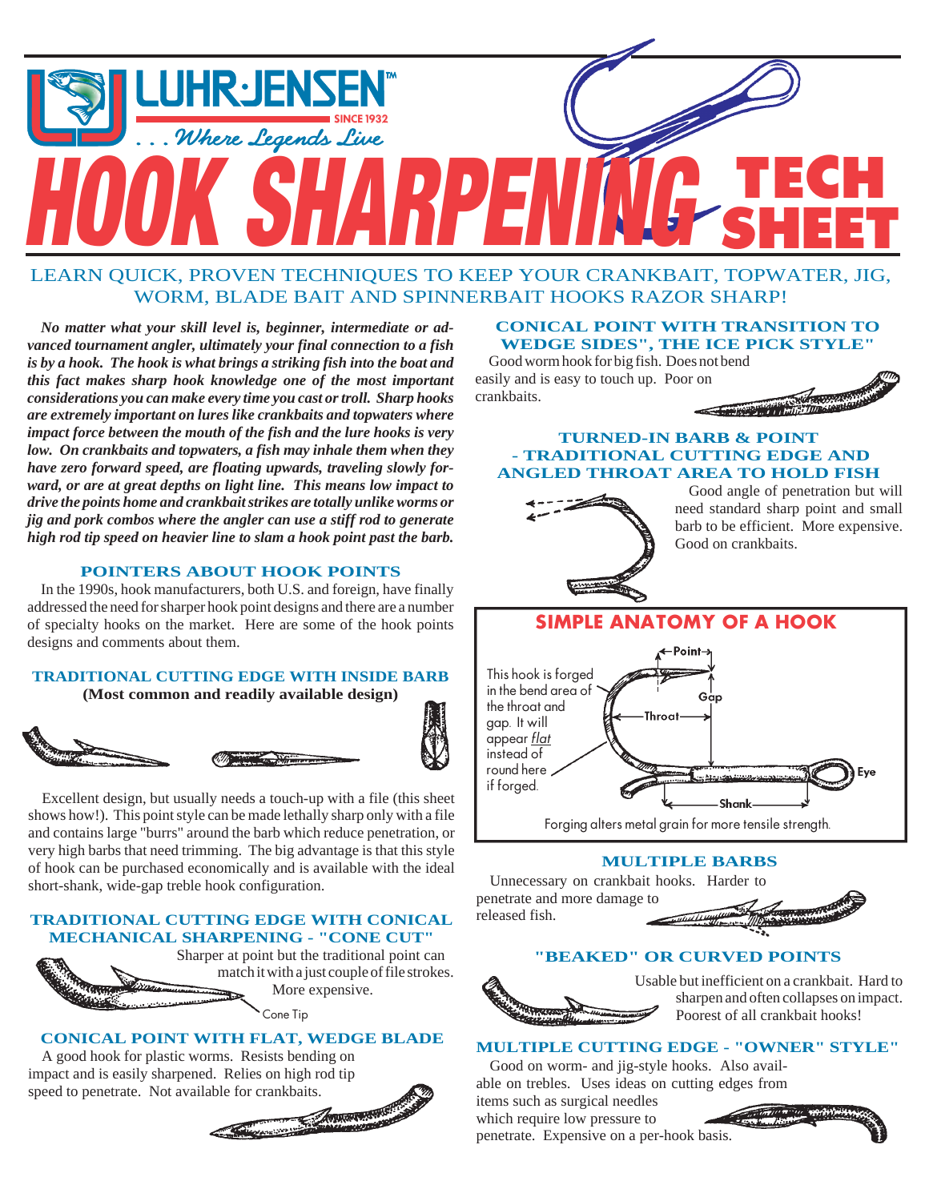# LUHR-JENSEN™ SINCE 1932 . . . Where Legends Live

# HOOK SHARPENING TECH SHEET

LEARN QUICK, PROVEN TECHNIQUES TO KEEP YOUR CRANKBAIT, TOPWATER, JIG, WORM, BLADE BAIT AND SPINNERBAIT HOOKS RAZOR SHARP!

***No matter what your skill level is, beginner, intermediate or advanced tournament angler, ultimately your final connection to a fish is by a hook. The hook is what brings a striking fish into the boat and this fact makes sharp hook knowledge one of the most important considerations you can make every time you cast or troll. Sharp hooks are extremely important on lures like crankbaits and topwaters where impact force between the mouth of the fish and the lure hooks is very low. On crankbaits and topwaters, a fish may inhale them when they have zero forward speed, are floating upwards, traveling slowly forward, or are at great depths on light line. This means low impact to drive the points home and crankbait strikes are totally unlike worms or jig and pork combos where the angler can use a stiff rod to generate high rod tip speed on heavier line to slam a hook point past the barb.***

## POINTERS ABOUT HOOK POINTS

In the 1990s, hook manufacturers, both U.S. and foreign, have finally addressed the need for sharper hook point designs and there are a number of specialty hooks on the market. Here are some of the hook points designs and comments about them.

### TRADITIONAL CUTTING EDGE WITH INSIDE BARB

**(Most common and readily available design)**

Excellent design, but usually needs a touch-up with a file (this sheet shows how!). This point style can be made lethally sharp only with a file and contains large "burrs" around the barb which reduce penetration, or very high barbs that need trimming. The big advantage is that this style of hook can be purchased economically and is available with the ideal short-shank, wide-gap treble hook configuration.

### TRADITIONAL CUTTING EDGE WITH CONICAL MECHANICAL SHARPENING - "CONE CUT"

Sharper at point but the traditional point can match it with a just couple of file strokes. More expensive.

Cone Tip

### CONICAL POINT WITH FLAT, WEDGE BLADE

A good hook for plastic worms. Resists bending on impact and is easily sharpened. Relies on high rod tip speed to penetrate. Not available for crankbaits.

### CONICAL POINT WITH TRANSITION TO WEDGE SIDES", THE ICE PICK STYLE"

Good worm hook for big fish. Does not bend easily and is easy to touch up. Poor on crankbaits.

### TURNED-IN BARB & POINT - TRADITIONAL CUTTING EDGE AND ANGLED THROAT AREA TO HOLD FISH

Good angle of penetration but will need standard sharp point and small barb to be efficient. More expensive. Good on crankbaits.

## SIMPLE ANATOMY OF A HOOK

Point — Gap — Throat — Eye — Shank

This hook is forged in the bend area of the throat and gap. It will appear *flat* instead of round here if forged.

Forging alters metal grain for more tensile strength.

### MULTIPLE BARBS

Unnecessary on crankbait hooks. Harder to penetrate and more damage to released fish.

### "BEAKED" OR CURVED POINTS

Usable but inefficient on a crankbait. Hard to sharpen and often collapses on impact. Poorest of all crankbait hooks!

### MULTIPLE CUTTING EDGE - "OWNER" STYLE"

Good on worm- and jig-style hooks. Also available on trebles. Uses ideas on cutting edges from items such as surgical needles which require low pressure to penetrate. Expensive on a per-hook basis.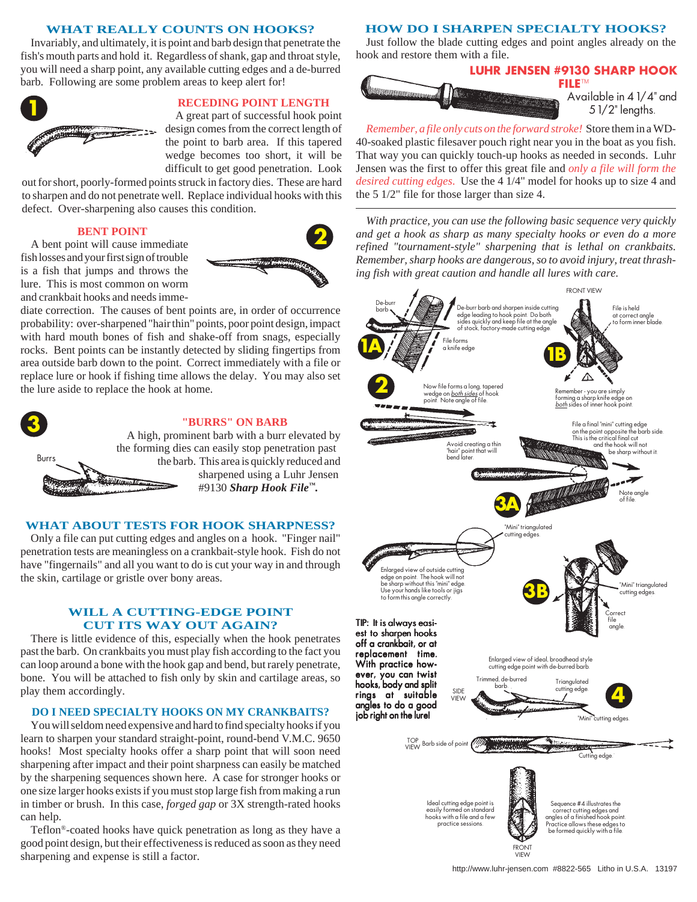## WHAT REALLY COUNTS ON HOOKS?

Invariably, and ultimately, it is point and barb design that penetrate the fish's mouth parts and hold it. Regardless of shank, gap and throat style, you will need a sharp point, any available cutting edges and a de-burred barb. Following are some problem areas to keep alert for!

### 1 RECEDING POINT LENGTH

A great part of successful hook point design comes from the correct length of the point to barb area. If this tapered wedge becomes too short, it will be difficult to get good penetration. Look out for short, poorly-formed points struck in factory dies. These are hard to sharpen and do not penetrate well. Replace individual hooks with this defect. Over-sharpening also causes this condition.

### 2 BENT POINT

A bent point will cause immediate fish losses and your first sign of trouble is a fish that jumps and throws the lure. This is most common on worm and crankbait hooks and needs immediate correction. The causes of bent points are, in order of occurrence probability: over-sharpened "hair thin" points, poor point design, impact with hard mouth bones of fish and shake-off from snags, especially rocks. Bent points can be instantly detected by sliding fingertips from area outside barb down to the point. Correct immediately with a file or replace lure or hook if fishing time allows the delay. You may also set the lure aside to replace the hook at home.

### 3 "BURRS" ON BARB

Burrs

A high, prominent barb with a burr elevated by the forming dies can easily stop penetration past the barb. This area is quickly reduced and sharpened using a Luhr Jensen #9130 ***Sharp Hook File™.***

## WHAT ABOUT TESTS FOR HOOK SHARPNESS?

Only a file can put cutting edges and angles on a hook. "Finger nail" penetration tests are meaningless on a crankbait-style hook. Fish do not have "fingernails" and all you want to do is cut your way in and through the skin, cartilage or gristle over bony areas.

## WILL A CUTTING-EDGE POINT CUT ITS WAY OUT AGAIN?

There is little evidence of this, especially when the hook penetrates past the barb. On crankbaits you must play fish according to the fact you can loop around a bone with the hook gap and bend, but rarely penetrate, bone. You will be attached to fish only by skin and cartilage areas, so play them accordingly.

## DO I NEED SPECIALTY HOOKS ON MY CRANKBAITS?

You will seldom need expensive and hard to find specialty hooks if you learn to sharpen your standard straight-point, round-bend V.M.C. 9650 hooks! Most specialty hooks offer a sharp point that will soon need sharpening after impact and their point sharpness can easily be matched by the sharpening sequences shown here. A case for stronger hooks or one size larger hooks exists if you must stop large fish from making a run in timber or brush. In this case, *forged gap* or 3X strength-rated hooks can help.

Teflon®-coated hooks have quick penetration as long as they have a good point design, but their effectiveness is reduced as soon as they need sharpening and expense is still a factor.

## HOW DO I SHARPEN SPECIALTY HOOKS?

Just follow the blade cutting edges and point angles already on the hook and restore them with a file.

**LUHR JENSEN #9130 SHARP HOOK FILE™**

Available in 4 1/4" and 5 1/2" lengths.

*Remember, a file only cuts on the forward stroke!* Store them in a WD-40-soaked plastic filesaver pouch right near you in the boat as you fish. That way you can quickly touch-up hooks as needed in seconds. Luhr Jensen was the first to offer this great file and *only a file will form the desired cutting edges.* Use the 4 1/4" model for hooks up to size 4 and the 5 1/2" file for those larger than size 4.

---

*With practice, you can use the following basic sequence very quickly and get a hook as sharp as many specialty hooks or even do a more refined "tournament-style" sharpening that is lethal on crankbaits. Remember, sharp hooks are dangerous, so to avoid injury, treat thrashing fish with great caution and handle all lures with care.*

1A

De-burr barb

De-burr barb and sharpen inside cutting edge leading to hook point. Do both sides quickly and keep file at the angle of stock, factory-made cutting edge.

File forms a knife edge

1B

FRONT VIEW

File is held at correct angle to form inner blade.

Remember - you are simply forming a sharp knife edge on *both* sides of inner hook point.

2

Now file forms a long, tapered wedge on *both sides* of hook point. Note angle of file.

Avoid creating a thin "hair" point that will bend later.

3A

File a final "mini" cutting edge on the point opposite the barb side. This is the critical final cut and the hook will not be sharp without it.

Note angle of file.

"Mini" triangulated cutting edges.

Enlarged view of outside cutting edge on point. The hook will not be sharp without this "mini" edge. Use your hands like tools or jigs to form this angle correctly.

3B

"Mini" triangulated cutting edges.

Correct file angle.

**TIP: It is always easiest to sharpen hooks off a crankbait, or at replacement time. With practice however, you can twist hooks, body and split rings at suitable angles to do a good job right on the lure!**

4

Enlarged view of ideal, broadhead style cutting edge point with de-burred barb.

SIDE VIEW

Trimmed, de-burred barb.

Triangulated cutting edge.

"Mini" cutting edges.

TOP VIEW Barb side of point

Cutting edge.

Ideal cutting edge point is easily formed on standard hooks with a file and a few practice sessions.

FRONT VIEW

Sequence #4 illustrates the correct cutting edges and angles of a finished hook point. Practice allows these edges to be formed quickly with a file.

http://www.luhr-jensen.com #8822-565 Litho in U.S.A. 13197